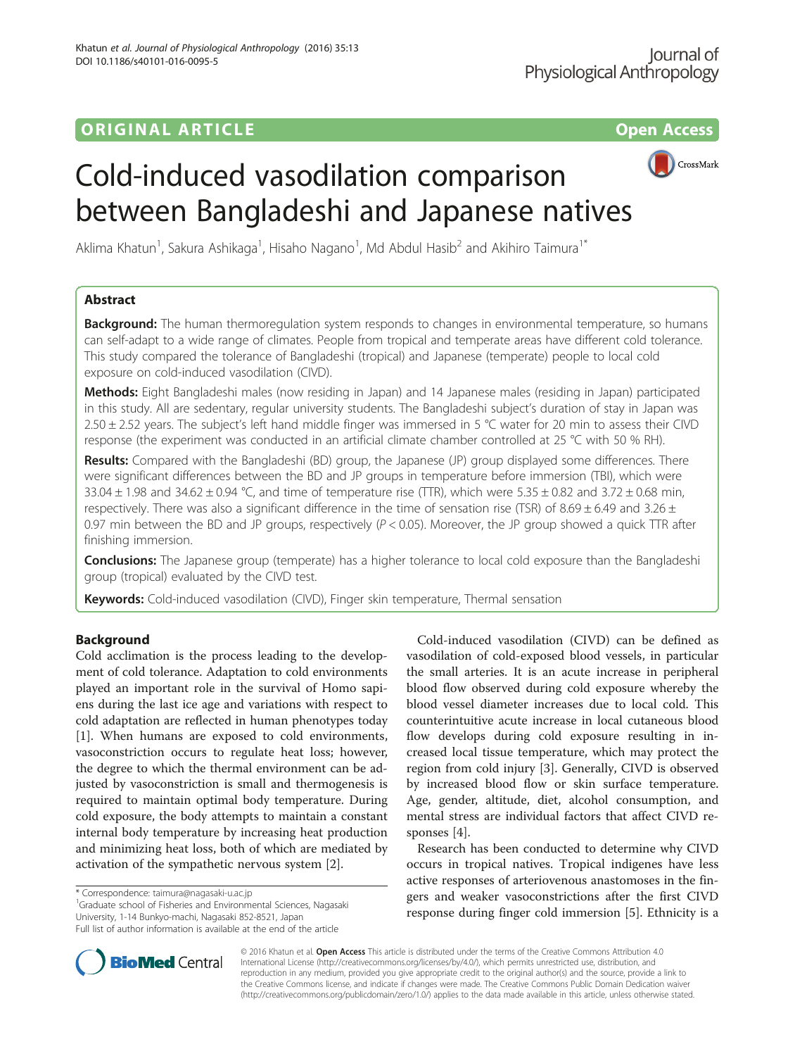ORIGINAL ARTICLE

Open Access

# Cold-induced vasodilation comparison between Bangladeshi and Japanese natives

Aklima Khatun[1], Sakura Ashikaga[1], Hisaho Nagano[1], Md Abdul Hasib[2] and Akihiro Taimura[1*]

## Abstract

**Background:** The human thermoregulation system responds to changes in environmental temperature, so humans can self-adapt to a wide range of climates. People from tropical and temperate areas have different cold tolerance. This study compared the tolerance of Bangladeshi (tropical) and Japanese (temperate) people to local cold exposure on cold-induced vasodilation (CIVD).

**Methods:** Eight Bangladeshi males (now residing in Japan) and 14 Japanese males (residing in Japan) participated in this study. All are sedentary, regular university students. The Bangladeshi subject's duration of stay in Japan was 2.50 ± 2.52 years. The subject's left hand middle finger was immersed in 5 °C water for 20 min to assess their CIVD response (the experiment was conducted in an artificial climate chamber controlled at 25 °C with 50 % RH).

**Results:** Compared with the Bangladeshi (BD) group, the Japanese (JP) group displayed some differences. There were significant differences between the BD and JP groups in temperature before immersion (TBI), which were 33.04 ± 1.98 and 34.62 ± 0.94 °C, and time of temperature rise (TTR), which were 5.35 ± 0.82 and 3.72 ± 0.68 min, respectively. There was also a significant difference in the time of sensation rise (TSR) of 8.69 ± 6.49 and 3.26 ± 0.97 min between the BD and JP groups, respectively ($P < 0.05$). Moreover, the JP group showed a quick TTR after finishing immersion.

**Conclusions:** The Japanese group (temperate) has a higher tolerance to local cold exposure than the Bangladeshi group (tropical) evaluated by the CIVD test.

**Keywords:** Cold-induced vasodilation (CIVD), Finger skin temperature, Thermal sensation

## Background

Cold acclimation is the process leading to the development of cold tolerance. Adaptation to cold environments played an important role in the survival of Homo sapiens during the last ice age and variations with respect to cold adaptation are reflected in human phenotypes today [1]. When humans are exposed to cold environments, vasoconstriction occurs to regulate heat loss; however, the degree to which the thermal environment can be adjusted by vasoconstriction is small and thermogenesis is required to maintain optimal body temperature. During cold exposure, the body attempts to maintain a constant internal body temperature by increasing heat production and minimizing heat loss, both of which are mediated by activation of the sympathetic nervous system [2].

Cold-induced vasodilation (CIVD) can be defined as vasodilation of cold-exposed blood vessels, in particular the small arteries. It is an acute increase in peripheral blood flow observed during cold exposure whereby the blood vessel diameter increases due to local cold. This counterintuitive acute increase in local cutaneous blood flow develops during cold exposure resulting in increased local tissue temperature, which may protect the region from cold injury [3]. Generally, CIVD is observed by increased blood flow or skin surface temperature. Age, gender, altitude, diet, alcohol consumption, and mental stress are individual factors that affect CIVD responses [4].

Research has been conducted to determine why CIVD occurs in tropical natives. Tropical indigenes have less active responses of arteriovenous anastomoses in the fingers and weaker vasoconstrictions after the first CIVD response during finger cold immersion [5]. Ethnicity is a

* Correspondence: taimura@nagasaki-u.ac.jp
[1]Graduate school of Fisheries and Environmental Sciences, Nagasaki University, 1-14 Bunkyo-machi, Nagasaki 852-8521, Japan
Full list of author information is available at the end of the article

© 2016 Khatun et al. **Open Access** This article is distributed under the terms of the Creative Commons Attribution 4.0 International License (http://creativecommons.org/licenses/by/4.0/), which permits unrestricted use, distribution, and reproduction in any medium, provided you give appropriate credit to the original author(s) and the source, provide a link to the Creative Commons license, and indicate if changes were made. The Creative Commons Public Domain Dedication waiver (http://creativecommons.org/publicdomain/zero/1.0/) applies to the data made available in this article, unless otherwise stated.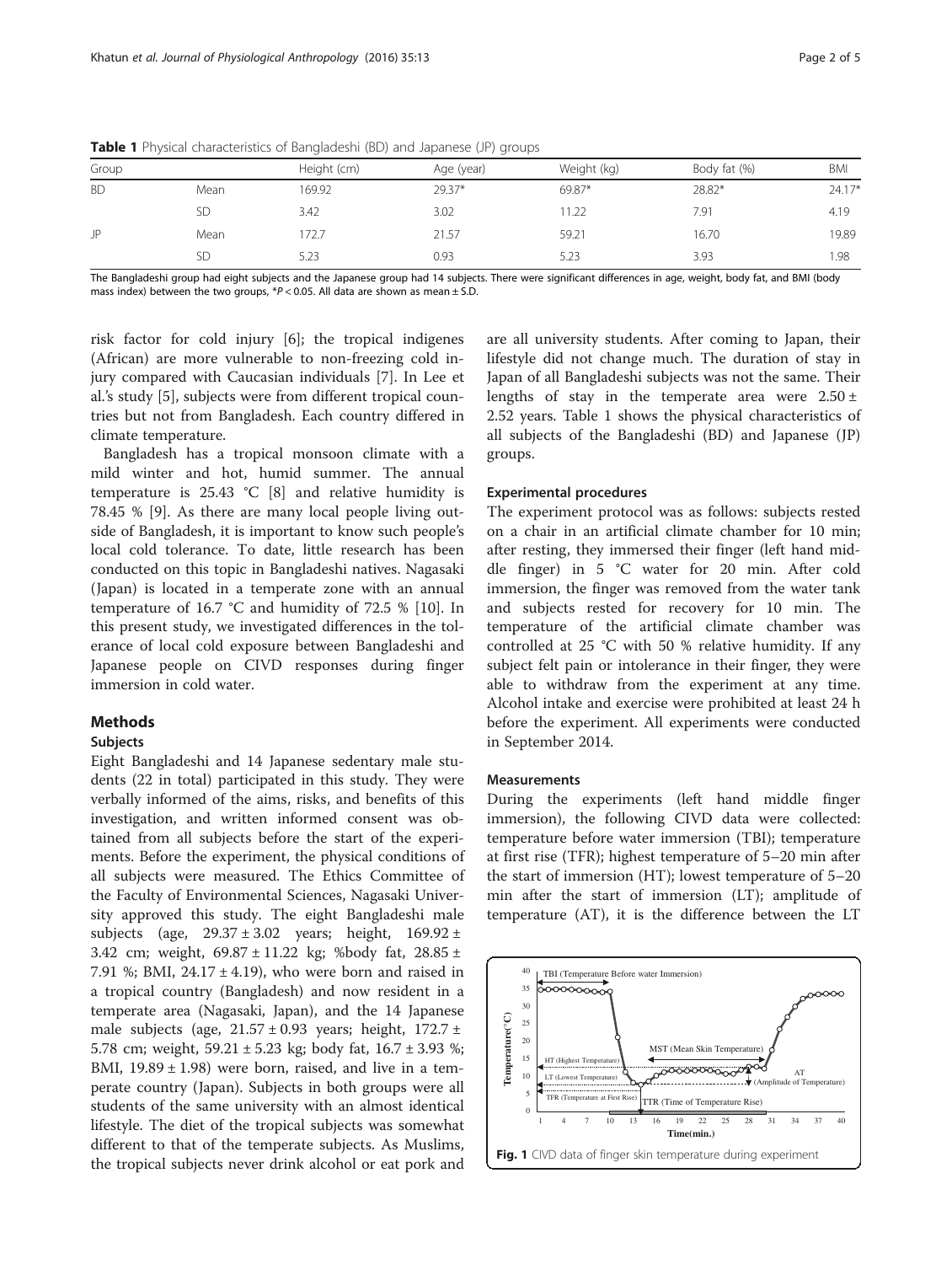**Table 1** Physical characteristics of Bangladeshi (BD) and Japanese (JP) groups

| Group | | Height (cm) | Age (year) | Weight (kg) | Body fat (%) | BMI |
|---|---|---|---|---|---|---|
| BD | Mean | 169.92 | 29.37* | 69.87* | 28.82* | 24.17* |
| | SD | 3.42 | 3.02 | 11.22 | 7.91 | 4.19 |
| JP | Mean | 172.7 | 21.57 | 59.21 | 16.70 | 19.89 |
| | SD | 5.23 | 0.93 | 5.23 | 3.93 | 1.98 |

The Bangladeshi group had eight subjects and the Japanese group had 14 subjects. There were significant differences in age, weight, body fat, and BMI (body mass index) between the two groups, *$P < 0.05$. All data are shown as mean ± S.D.

risk factor for cold injury [6]; the tropical indigenes (African) are more vulnerable to non-freezing cold injury compared with Caucasian individuals [7]. In Lee et al.'s study [5], subjects were from different tropical countries but not from Bangladesh. Each country differed in climate temperature.

Bangladesh has a tropical monsoon climate with a mild winter and hot, humid summer. The annual temperature is 25.43 °C [8] and relative humidity is 78.45 % [9]. As there are many local people living outside of Bangladesh, it is important to know such people's local cold tolerance. To date, little research has been conducted on this topic in Bangladeshi natives. Nagasaki (Japan) is located in a temperate zone with an annual temperature of 16.7 °C and humidity of 72.5 % [10]. In this present study, we investigated differences in the tolerance of local cold exposure between Bangladeshi and Japanese people on CIVD responses during finger immersion in cold water.

## Methods

### Subjects

Eight Bangladeshi and 14 Japanese sedentary male students (22 in total) participated in this study. They were verbally informed of the aims, risks, and benefits of this investigation, and written informed consent was obtained from all subjects before the start of the experiments. Before the experiment, the physical conditions of all subjects were measured. The Ethics Committee of the Faculty of Environmental Sciences, Nagasaki University approved this study. The eight Bangladeshi male subjects (age, 29.37 ± 3.02 years; height, 169.92 ± 3.42 cm; weight, 69.87 ± 11.22 kg; %body fat, 28.85 ± 7.91 %; BMI, 24.17 ± 4.19), who were born and raised in a tropical country (Bangladesh) and now resident in a temperate area (Nagasaki, Japan), and the 14 Japanese male subjects (age, 21.57 ± 0.93 years; height, 172.7 ± 5.78 cm; weight, 59.21 ± 5.23 kg; body fat, 16.7 ± 3.93 %; BMI, 19.89 ± 1.98) were born, raised, and live in a temperate country (Japan). Subjects in both groups were all students of the same university with an almost identical lifestyle. The diet of the tropical subjects was somewhat different to that of the temperate subjects. As Muslims, the tropical subjects never drink alcohol or eat pork and are all university students. After coming to Japan, their lifestyle did not change much. The duration of stay in Japan of all Bangladeshi subjects was not the same. Their lengths of stay in the temperate area were 2.50 ± 2.52 years. Table 1 shows the physical characteristics of all subjects of the Bangladeshi (BD) and Japanese (JP) groups.

### Experimental procedures

The experiment protocol was as follows: subjects rested on a chair in an artificial climate chamber for 10 min; after resting, they immersed their finger (left hand middle finger) in 5 °C water for 20 min. After cold immersion, the finger was removed from the water tank and subjects rested for recovery for 10 min. The temperature of the artificial climate chamber was controlled at 25 °C with 50 % relative humidity. If any subject felt pain or intolerance in their finger, they were able to withdraw from the experiment at any time. Alcohol intake and exercise were prohibited at least 24 h before the experiment. All experiments were conducted in September 2014.

### Measurements

During the experiments (left hand middle finger immersion), the following CIVD data were collected: temperature before water immersion (TBI); temperature at first rise (TFR); highest temperature of 5–20 min after the start of immersion (HT); lowest temperature of 5–20 min after the start of immersion (LT); amplitude of temperature (AT), it is the difference between the LT

**Fig. 1** CIVD data of finger skin temperature during experiment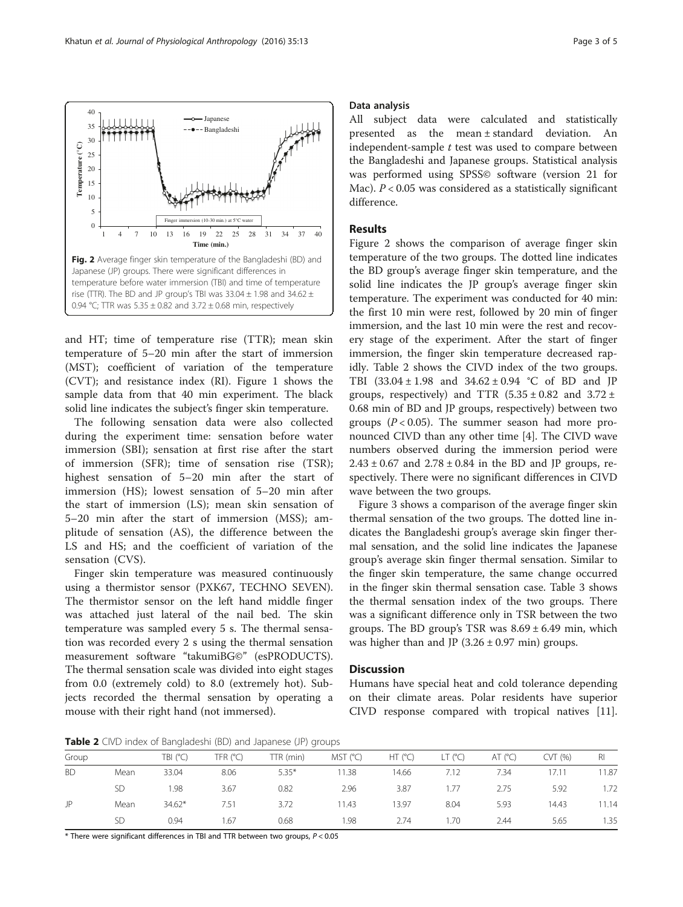Fig. 2 Average finger skin temperature of the Bangladeshi (BD) and Japanese (JP) groups. There were significant differences in temperature before water immersion (TBI) and time of temperature rise (TTR). The BD and JP group's TBI was 33.04 ± 1.98 and 34.62 ± 0.94 °C; TTR was 5.35 ± 0.82 and 3.72 ± 0.68 min, respectively

and HT; time of temperature rise (TTR); mean skin temperature of 5–20 min after the start of immersion (MST); coefficient of variation of the temperature (CVT); and resistance index (RI). Figure 1 shows the sample data from that 40 min experiment. The black solid line indicates the subject's finger skin temperature.

The following sensation data were also collected during the experiment time: sensation before water immersion (SBI); sensation at first rise after the start of immersion (SFR); time of sensation rise (TSR); highest sensation of 5–20 min after the start of immersion (HS); lowest sensation of 5–20 min after the start of immersion (LS); mean skin sensation of 5–20 min after the start of immersion (MSS); amplitude of sensation (AS), the difference between the LS and HS; and the coefficient of variation of the sensation (CVS).

Finger skin temperature was measured continuously using a thermistor sensor (PXK67, TECHNO SEVEN). The thermistor sensor on the left hand middle finger was attached just lateral of the nail bed. The skin temperature was sampled every 5 s. The thermal sensation was recorded every 2 s using the thermal sensation measurement software "takumiBG©" (esPRODUCTS). The thermal sensation scale was divided into eight stages from 0.0 (extremely cold) to 8.0 (extremely hot). Subjects recorded the thermal sensation by operating a mouse with their right hand (not immersed).

### Data analysis

All subject data were calculated and statistically presented as the mean ± standard deviation. An independent-sample *t* test was used to compare between the Bangladeshi and Japanese groups. Statistical analysis was performed using SPSS© software (version 21 for Mac). $P < 0.05$ was considered as a statistically significant difference.

## Results

Figure 2 shows the comparison of average finger skin temperature of the two groups. The dotted line indicates the BD group's average finger skin temperature, and the solid line indicates the JP group's average finger skin temperature. The experiment was conducted for 40 min: the first 10 min were rest, followed by 20 min of finger immersion, and the last 10 min were the rest and recovery stage of the experiment. After the start of finger immersion, the finger skin temperature decreased rapidly. Table 2 shows the CIVD index of the two groups. TBI (33.04 ± 1.98 and 34.62 ± 0.94 °C of BD and JP groups, respectively) and TTR (5.35 ± 0.82 and 3.72 ± 0.68 min of BD and JP groups, respectively) between two groups ($P < 0.05$). The summer season had more pronounced CIVD than any other time [4]. The CIVD wave numbers observed during the immersion period were 2.43 ± 0.67 and 2.78 ± 0.84 in the BD and JP groups, respectively. There were no significant differences in CIVD wave between the two groups.

Figure 3 shows a comparison of the average finger skin thermal sensation of the two groups. The dotted line indicates the Bangladeshi group's average skin finger thermal sensation, and the solid line indicates the Japanese group's average skin finger thermal sensation. Similar to the finger skin temperature, the same change occurred in the finger skin thermal sensation case. Table 3 shows the thermal sensation index of the two groups. There was a significant difference only in TSR between the two groups. The BD group's TSR was 8.69 ± 6.49 min, which was higher than and JP (3.26 ± 0.97 min) groups.

## Discussion

Humans have special heat and cold tolerance depending on their climate areas. Polar residents have superior CIVD response compared with tropical natives [11].

**Table 2** CIVD index of Bangladeshi (BD) and Japanese (JP) groups

| Group | | TBI (°C) | TFR (°C) | TTR (min) | MST (°C) | HT (°C) | LT (°C) | AT (°C) | CVT (%) | RI |
|---|---|---|---|---|---|---|---|---|---|---|
| BD | Mean | 33.04 | 8.06 | 5.35* | 11.38 | 14.66 | 7.12 | 7.34 | 17.11 | 11.87 |
| | SD | 1.98 | 3.67 | 0.82 | 2.96 | 3.87 | 1.77 | 2.75 | 5.92 | 1.72 |
| JP | Mean | 34.62* | 7.51 | 3.72 | 11.43 | 13.97 | 8.04 | 5.93 | 14.43 | 11.14 |
| | SD | 0.94 | 1.67 | 0.68 | 1.98 | 2.74 | 1.70 | 2.44 | 5.65 | 1.35 |

\* There were significant differences in TBI and TTR between two groups, $P < 0.05$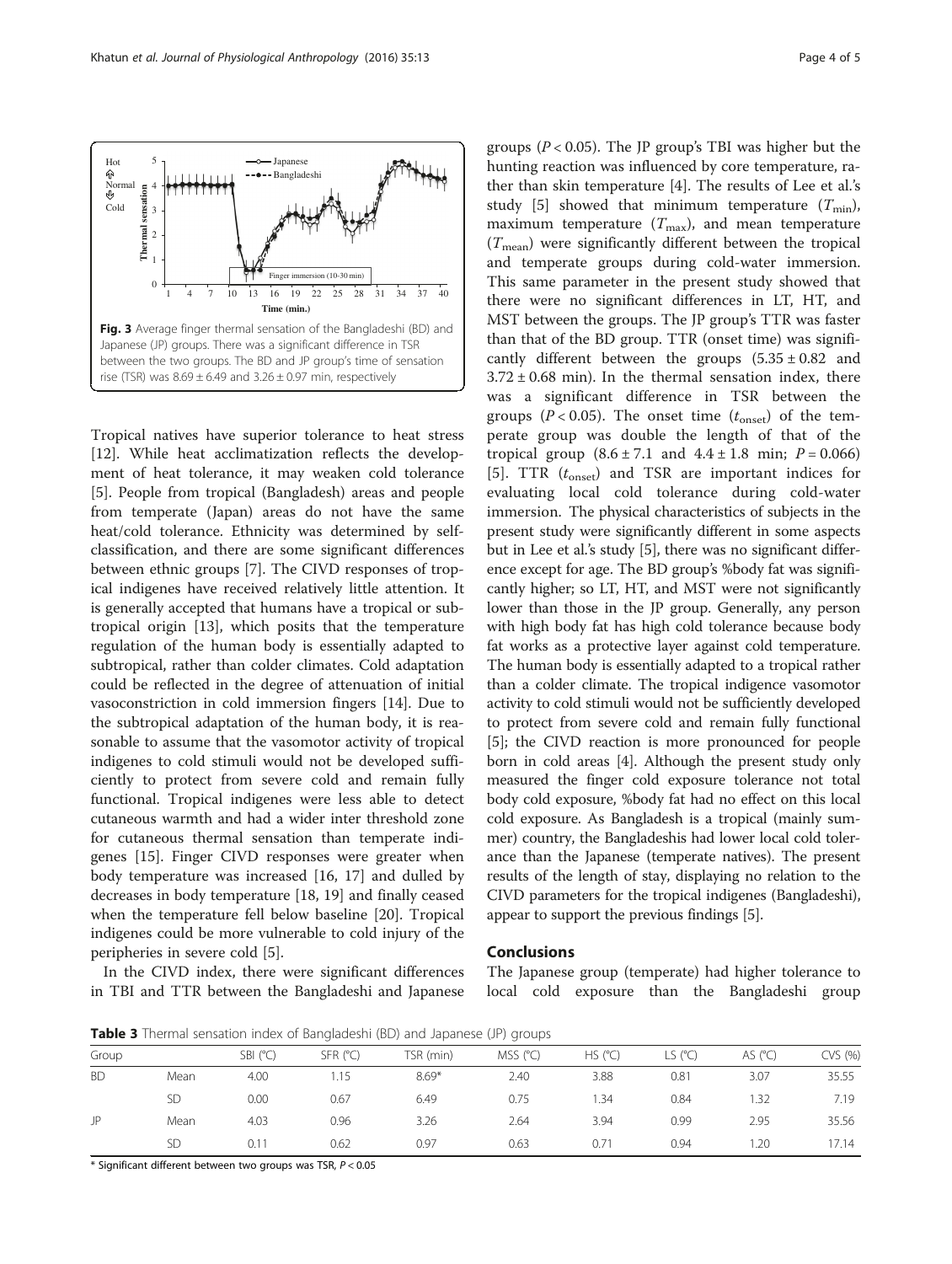**Fig. 3** Average finger thermal sensation of the Bangladeshi (BD) and Japanese (JP) groups. There was a significant difference in TSR between the two groups. The BD and JP group's time of sensation rise (TSR) was 8.69 ± 6.49 and 3.26 ± 0.97 min, respectively

Tropical natives have superior tolerance to heat stress [12]. While heat acclimatization reflects the development of heat tolerance, it may weaken cold tolerance [5]. People from tropical (Bangladesh) areas and people from temperate (Japan) areas do not have the same heat/cold tolerance. Ethnicity was determined by self-classification, and there are some significant differences between ethnic groups [7]. The CIVD responses of tropical indigenes have received relatively little attention. It is generally accepted that humans have a tropical or subtropical origin [13], which posits that the temperature regulation of the human body is essentially adapted to subtropical, rather than colder climates. Cold adaptation could be reflected in the degree of attenuation of initial vasoconstriction in cold immersion fingers [14]. Due to the subtropical adaptation of the human body, it is reasonable to assume that the vasomotor activity of tropical indigenes to cold stimuli would not be developed sufficiently to protect from severe cold and remain fully functional. Tropical indigenes were less able to detect cutaneous warmth and had a wider inter threshold zone for cutaneous thermal sensation than temperate indigenes [15]. Finger CIVD responses were greater when body temperature was increased [16, 17] and dulled by decreases in body temperature [18, 19] and finally ceased when the temperature fell below baseline [20]. Tropical indigenes could be more vulnerable to cold injury of the peripheries in severe cold [5].

In the CIVD index, there were significant differences in TBI and TTR between the Bangladeshi and Japanese groups ($P < 0.05$). The JP group's TBI was higher but the hunting reaction was influenced by core temperature, rather than skin temperature [4]. The results of Lee et al.'s study [5] showed that minimum temperature ($T_{\min}$), maximum temperature ($T_{\max}$), and mean temperature ($T_{\text{mean}}$) were significantly different between the tropical and temperate groups during cold-water immersion. This same parameter in the present study showed that there were no significant differences in LT, HT, and MST between the groups. The JP group's TTR was faster than that of the BD group. TTR (onset time) was significantly different between the groups (5.35 ± 0.82 and 3.72 ± 0.68 min). In the thermal sensation index, there was a significant difference in TSR between the groups ($P < 0.05$). The onset time ($t_{\text{onset}}$) of the temperate group was double the length of that of the tropical group (8.6 ± 7.1 and 4.4 ± 1.8 min; $P = 0.066$) [5]. TTR ($t_{\text{onset}}$) and TSR are important indices for evaluating local cold tolerance during cold-water immersion. The physical characteristics of subjects in the present study were significantly different in some aspects but in Lee et al.'s study [5], there was no significant difference except for age. The BD group's %body fat was significantly higher; so LT, HT, and MST were not significantly lower than those in the JP group. Generally, any person with high body fat has high cold tolerance because body fat works as a protective layer against cold temperature. The human body is essentially adapted to a tropical rather than a colder climate. The tropical indigence vasomotor activity to cold stimuli would not be sufficiently developed to protect from severe cold and remain fully functional [5]; the CIVD reaction is more pronounced for people born in cold areas [4]. Although the present study only measured the finger cold exposure tolerance not total body cold exposure, %body fat had no effect on this local cold exposure. As Bangladesh is a tropical (mainly summer) country, the Bangladeshis had lower local cold tolerance than the Japanese (temperate natives). The present results of the length of stay, displaying no relation to the CIVD parameters for the tropical indigenes (Bangladeshi), appear to support the previous findings [5].

## Conclusions

The Japanese group (temperate) had higher tolerance to local cold exposure than the Bangladeshi group

**Table 3** Thermal sensation index of Bangladeshi (BD) and Japanese (JP) groups

| Group | | SBI (°C) | SFR (°C) | TSR (min) | MSS (°C) | HS (°C) | LS (°C) | AS (°C) | CVS (%) |
|---|---|---|---|---|---|---|---|---|---|
| BD | Mean | 4.00 | 1.15 | 8.69* | 2.40 | 3.88 | 0.81 | 3.07 | 35.55 |
| | SD | 0.00 | 0.67 | 6.49 | 0.75 | 1.34 | 0.84 | 1.32 | 7.19 |
| JP | Mean | 4.03 | 0.96 | 3.26 | 2.64 | 3.94 | 0.99 | 2.95 | 35.56 |
| | SD | 0.11 | 0.62 | 0.97 | 0.63 | 0.71 | 0.94 | 1.20 | 17.14 |

* Significant different between two groups was TSR, $P < 0.05$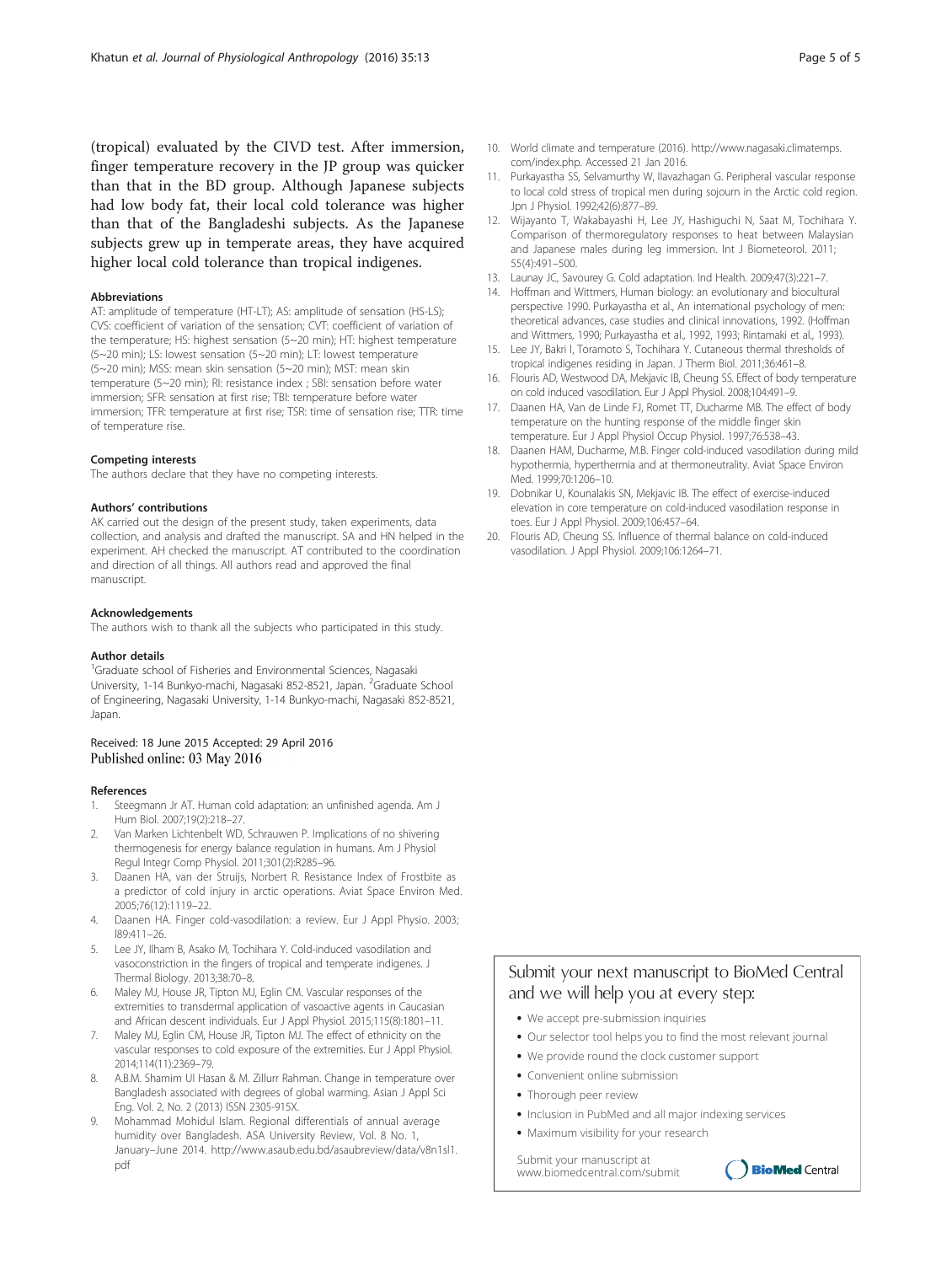(tropical) evaluated by the CIVD test. After immersion, finger temperature recovery in the JP group was quicker than that in the BD group. Although Japanese subjects had low body fat, their local cold tolerance was higher than that of the Bangladeshi subjects. As the Japanese subjects grew up in temperate areas, they have acquired higher local cold tolerance than tropical indigenes.

#### Abbreviations

AT: amplitude of temperature (HT-LT); AS: amplitude of sensation (HS-LS); CVS: coefficient of variation of the sensation; CVT: coefficient of variation of the temperature; HS: highest sensation (5~20 min); HT: highest temperature (5~20 min); LS: lowest sensation (5~20 min); LT: lowest temperature (5~20 min); MSS: mean skin sensation (5~20 min); MST: mean skin temperature (5~20 min); RI: resistance index ; SBI: sensation before water immersion; SFR: sensation at first rise; TBI: temperature before water immersion; TFR: temperature at first rise; TSR: time of sensation rise; TTR: time of temperature rise.

#### Competing interests

The authors declare that they have no competing interests.

#### Authors' contributions

AK carried out the design of the present study, taken experiments, data collection, and analysis and drafted the manuscript. SA and HN helped in the experiment. AH checked the manuscript. AT contributed to the coordination and direction of all things. All authors read and approved the final manuscript.

#### Acknowledgements

The authors wish to thank all the subjects who participated in this study.

#### Author details

[1]Graduate school of Fisheries and Environmental Sciences, Nagasaki University, 1-14 Bunkyo-machi, Nagasaki 852-8521, Japan. [2]Graduate School of Engineering, Nagasaki University, 1-14 Bunkyo-machi, Nagasaki 852-8521, Japan.

Received: 18 June 2015 Accepted: 29 April 2016
Published online: 03 May 2016

#### References

1. Steegmann Jr AT. Human cold adaptation: an unfinished agenda. Am J Hum Biol. 2007;19(2):218–27.
2. Van Marken Lichtenbelt WD, Schrauwen P. Implications of no shivering thermogenesis for energy balance regulation in humans. Am J Physiol Regul Integr Comp Physiol. 2011;301(2):R285–96.
3. Daanen HA, van der Struijs, Norbert R. Resistance Index of Frostbite as a predictor of cold injury in arctic operations. Aviat Space Environ Med. 2005;76(12):1119–22.
4. Daanen HA. Finger cold-vasodilation: a review. Eur J Appl Physio. 2003; l89:411–26.
5. Lee JY, Ilham B, Asako M, Tochihara Y. Cold-induced vasodilation and vasoconstriction in the fingers of tropical and temperate indigenes. J Thermal Biology. 2013;38:70–8.
6. Maley MJ, House JR, Tipton MJ, Eglin CM. Vascular responses of the extremities to transdermal application of vasoactive agents in Caucasian and African descent individuals. Eur J Appl Physiol. 2015;115(8):1801–11.
7. Maley MJ, Eglin CM, House JR, Tipton MJ. The effect of ethnicity on the vascular responses to cold exposure of the extremities. Eur J Appl Physiol. 2014;114(11):2369–79.
8. A.B.M. Shamim Ul Hasan & M. Zillurr Rahman. Change in temperature over Bangladesh associated with degrees of global warming. Asian J Appl Sci Eng. Vol. 2, No. 2 (2013) ISSN 2305-915X.
9. Mohammad Mohidul Islam. Regional differentials of annual average humidity over Bangladesh. ASA University Review, Vol. 8 No. 1, January–June 2014. http://www.asaub.edu.bd/asaubreview/data/v8n1sl1.pdf
10. World climate and temperature (2016). http://www.nagasaki.climatemps.com/index.php. Accessed 21 Jan 2016.
11. Purkayastha SS, Selvamurthy W, Ilavazhagan G. Peripheral vascular response to local cold stress of tropical men during sojourn in the Arctic cold region. Jpn J Physiol. 1992;42(6):877–89.
12. Wijayanto T, Wakabayashi H, Lee JY, Hashiguchi N, Saat M, Tochihara Y. Comparison of thermoregulatory responses to heat between Malaysian and Japanese males during leg immersion. Int J Biometeorol. 2011; 55(4):491–500.
13. Launay JC, Savourey G. Cold adaptation. Ind Health. 2009;47(3):221–7.
14. Hoffman and Wittmers, Human biology: an evolutionary and biocultural perspective 1990. Purkayastha et al., An international psychology of men: theoretical advances, case studies and clinical innovations, 1992. (Hoffman and Wittmers, 1990; Purkayastha et al., 1992, 1993; Rintamaki et al., 1993).
15. Lee JY, Bakri I, Toramoto S, Tochihara Y. Cutaneous thermal thresholds of tropical indigenes residing in Japan. J Therm Biol. 2011;36:461–8.
16. Flouris AD, Westwood DA, Mekjavic IB, Cheung SS. Effect of body temperature on cold induced vasodilation. Eur J Appl Physiol. 2008;104:491–9.
17. Daanen HA, Van de Linde FJ, Romet TT, Ducharme MB. The effect of body temperature on the hunting response of the middle finger skin temperature. Eur J Appl Physiol Occup Physiol. 1997;76:538–43.
18. Daanen HAM, Ducharme, M.B. Finger cold-induced vasodilation during mild hypothermia, hyperthermia and at thermoneutrality. Aviat Space Environ Med. 1999;70:1206–10.
19. Dobnikar U, Kounalakis SN, Mekjavic IB. The effect of exercise-induced elevation in core temperature on cold-induced vasodilation response in toes. Eur J Appl Physiol. 2009;106:457–64.
20. Flouris AD, Cheung SS. Influence of thermal balance on cold-induced vasodilation. J Appl Physiol. 2009;106:1264–71.

Submit your next manuscript to BioMed Central and we will help you at every step:

- We accept pre-submission inquiries
- Our selector tool helps you to find the most relevant journal
- We provide round the clock customer support
- Convenient online submission
- Thorough peer review
- Inclusion in PubMed and all major indexing services
- Maximum visibility for your research

Submit your manuscript at www.biomedcentral.com/submit

BioMed Central